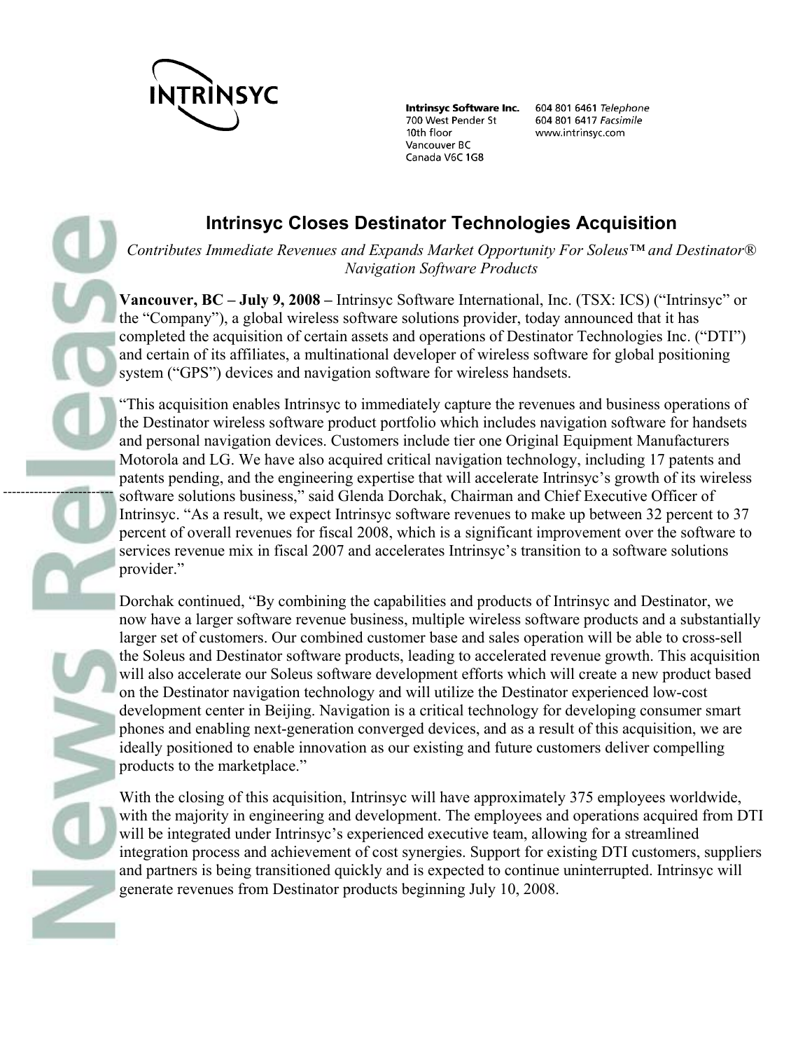INTRINSYC

**Intrinsyc Software Inc.**
700 West Pender St
10th floor
Vancouver BC
Canada V6C 1G8

604 801 6461 *Telephone*
604 801 6417 *Facsimile*
www.intrinsyc.com

# Intrinsyc Closes Destinator Technologies Acquisition

*Contributes Immediate Revenues and Expands Market Opportunity For Soleus™ and Destinator® Navigation Software Products*

**Vancouver, BC – July 9, 2008 –** Intrinsyc Software International, Inc. (TSX: ICS) ("Intrinsyc" or the "Company"), a global wireless software solutions provider, today announced that it has completed the acquisition of certain assets and operations of Destinator Technologies Inc. ("DTI") and certain of its affiliates, a multinational developer of wireless software for global positioning system ("GPS") devices and navigation software for wireless handsets.

"This acquisition enables Intrinsyc to immediately capture the revenues and business operations of the Destinator wireless software product portfolio which includes navigation software for handsets and personal navigation devices. Customers include tier one Original Equipment Manufacturers Motorola and LG. We have also acquired critical navigation technology, including 17 patents and patents pending, and the engineering expertise that will accelerate Intrinsyc's growth of its wireless software solutions business," said Glenda Dorchak, Chairman and Chief Executive Officer of Intrinsyc. "As a result, we expect Intrinsyc software revenues to make up between 32 percent to 37 percent of overall revenues for fiscal 2008, which is a significant improvement over the software to services revenue mix in fiscal 2007 and accelerates Intrinsyc's transition to a software solutions provider."

Dorchak continued, "By combining the capabilities and products of Intrinsyc and Destinator, we now have a larger software revenue business, multiple wireless software products and a substantially larger set of customers. Our combined customer base and sales operation will be able to cross-sell the Soleus and Destinator software products, leading to accelerated revenue growth. This acquisition will also accelerate our Soleus software development efforts which will create a new product based on the Destinator navigation technology and will utilize the Destinator experienced low-cost development center in Beijing. Navigation is a critical technology for developing consumer smart phones and enabling next-generation converged devices, and as a result of this acquisition, we are ideally positioned to enable innovation as our existing and future customers deliver compelling products to the marketplace."

With the closing of this acquisition, Intrinsyc will have approximately 375 employees worldwide, with the majority in engineering and development. The employees and operations acquired from DTI will be integrated under Intrinsyc's experienced executive team, allowing for a streamlined integration process and achievement of cost synergies. Support for existing DTI customers, suppliers and partners is being transitioned quickly and is expected to continue uninterrupted. Intrinsyc will generate revenues from Destinator products beginning July 10, 2008.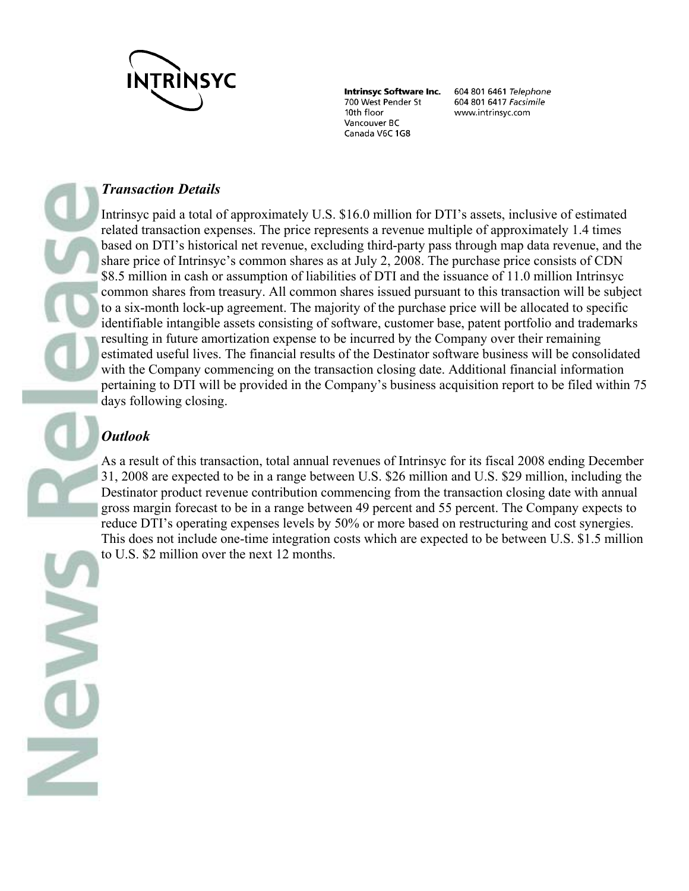### *Transaction Details*

Intrinsyc paid a total of approximately U.S. $16.0 million for DTI's assets, inclusive of estimated related transaction expenses. The price represents a revenue multiple of approximately 1.4 times based on DTI's historical net revenue, excluding third-party pass through map data revenue, and the share price of Intrinsyc's common shares as at July 2, 2008. The purchase price consists of CDN $8.5 million in cash or assumption of liabilities of DTI and the issuance of 11.0 million Intrinsyc common shares from treasury. All common shares issued pursuant to this transaction will be subject to a six-month lock-up agreement. The majority of the purchase price will be allocated to specific identifiable intangible assets consisting of software, customer base, patent portfolio and trademarks resulting in future amortization expense to be incurred by the Company over their remaining estimated useful lives. The financial results of the Destinator software business will be consolidated with the Company commencing on the transaction closing date. Additional financial information pertaining to DTI will be provided in the Company's business acquisition report to be filed within 75 days following closing.

### *Outlook*

As a result of this transaction, total annual revenues of Intrinsyc for its fiscal 2008 ending December 31, 2008 are expected to be in a range between U.S. $26 million and U.S. $29 million, including the Destinator product revenue contribution commencing from the transaction closing date with annual gross margin forecast to be in a range between 49 percent and 55 percent. The Company expects to reduce DTI's operating expenses levels by 50% or more based on restructuring and cost synergies. This does not include one-time integration costs which are expected to be between U.S. $1.5 million to U.S. $2 million over the next 12 months.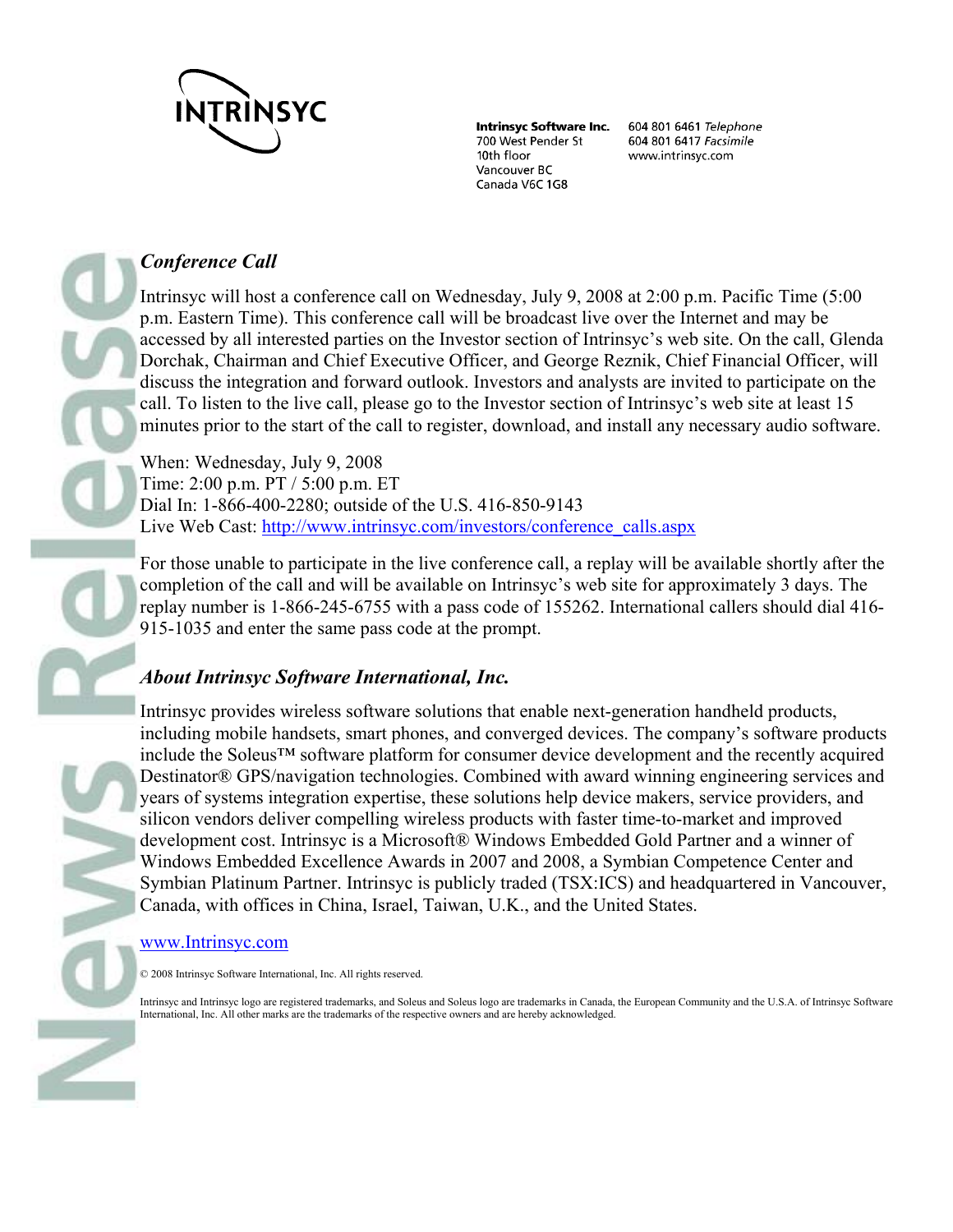### *Conference Call*

Intrinsyc will host a conference call on Wednesday, July 9, 2008 at 2:00 p.m. Pacific Time (5:00 p.m. Eastern Time). This conference call will be broadcast live over the Internet and may be accessed by all interested parties on the Investor section of Intrinsyc's web site. On the call, Glenda Dorchak, Chairman and Chief Executive Officer, and George Reznik, Chief Financial Officer, will discuss the integration and forward outlook. Investors and analysts are invited to participate on the call. To listen to the live call, please go to the Investor section of Intrinsyc's web site at least 15 minutes prior to the start of the call to register, download, and install any necessary audio software.

When: Wednesday, July 9, 2008
Time: 2:00 p.m. PT / 5:00 p.m. ET
Dial In: 1-866-400-2280; outside of the U.S. 416-850-9143
Live Web Cast: http://www.intrinsyc.com/investors/conference_calls.aspx

For those unable to participate in the live conference call, a replay will be available shortly after the completion of the call and will be available on Intrinsyc's web site for approximately 3 days. The replay number is 1-866-245-6755 with a pass code of 155262. International callers should dial 416-915-1035 and enter the same pass code at the prompt.

### *About Intrinsyc Software International, Inc.*

Intrinsyc provides wireless software solutions that enable next-generation handheld products, including mobile handsets, smart phones, and converged devices. The company's software products include the Soleus™ software platform for consumer device development and the recently acquired Destinator® GPS/navigation technologies. Combined with award winning engineering services and years of systems integration expertise, these solutions help device makers, service providers, and silicon vendors deliver compelling wireless products with faster time-to-market and improved development cost. Intrinsyc is a Microsoft® Windows Embedded Gold Partner and a winner of Windows Embedded Excellence Awards in 2007 and 2008, a Symbian Competence Center and Symbian Platinum Partner. Intrinsyc is publicly traded (TSX:ICS) and headquartered in Vancouver, Canada, with offices in China, Israel, Taiwan, U.K., and the United States.

www.Intrinsyc.com

© 2008 Intrinsyc Software International, Inc. All rights reserved.

Intrinsyc and Intrinsyc logo are registered trademarks, and Soleus and Soleus logo are trademarks in Canada, the European Community and the U.S.A. of Intrinsyc Software International, Inc. All other marks are the trademarks of the respective owners and are hereby acknowledged.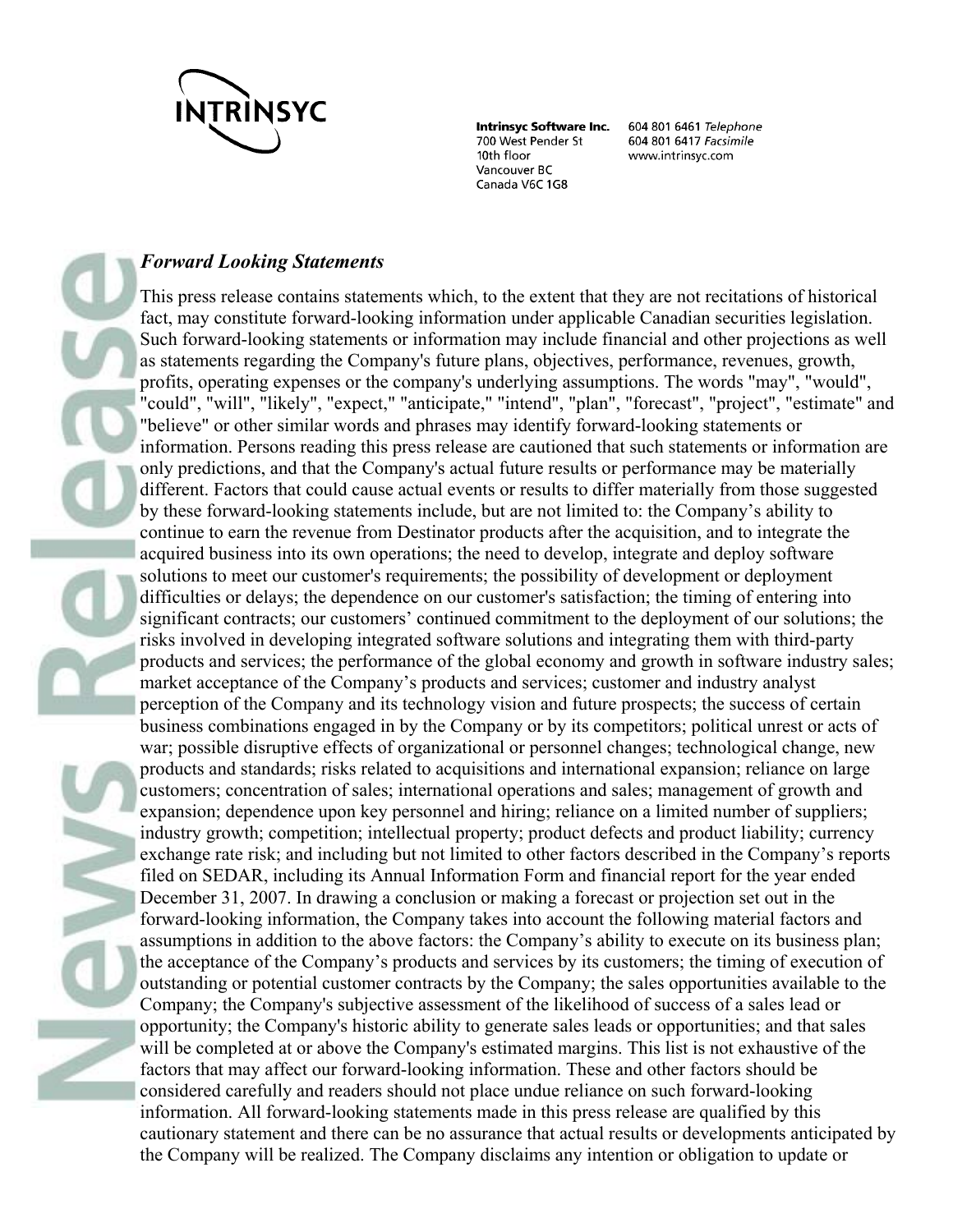*Forward Looking Statements*

This press release contains statements which, to the extent that they are not recitations of historical fact, may constitute forward-looking information under applicable Canadian securities legislation. Such forward-looking statements or information may include financial and other projections as well as statements regarding the Company's future plans, objectives, performance, revenues, growth, profits, operating expenses or the company's underlying assumptions. The words "may", "would", "could", "will", "likely", "expect," "anticipate," "intend", "plan", "forecast", "project", "estimate" and "believe" or other similar words and phrases may identify forward-looking statements or information. Persons reading this press release are cautioned that such statements or information are only predictions, and that the Company's actual future results or performance may be materially different. Factors that could cause actual events or results to differ materially from those suggested by these forward-looking statements include, but are not limited to: the Company's ability to continue to earn the revenue from Destinator products after the acquisition, and to integrate the acquired business into its own operations; the need to develop, integrate and deploy software solutions to meet our customer's requirements; the possibility of development or deployment difficulties or delays; the dependence on our customer's satisfaction; the timing of entering into significant contracts; our customers' continued commitment to the deployment of our solutions; the risks involved in developing integrated software solutions and integrating them with third-party products and services; the performance of the global economy and growth in software industry sales; market acceptance of the Company's products and services; customer and industry analyst perception of the Company and its technology vision and future prospects; the success of certain business combinations engaged in by the Company or by its competitors; political unrest or acts of war; possible disruptive effects of organizational or personnel changes; technological change, new products and standards; risks related to acquisitions and international expansion; reliance on large customers; concentration of sales; international operations and sales; management of growth and expansion; dependence upon key personnel and hiring; reliance on a limited number of suppliers; industry growth; competition; intellectual property; product defects and product liability; currency exchange rate risk; and including but not limited to other factors described in the Company's reports filed on SEDAR, including its Annual Information Form and financial report for the year ended December 31, 2007. In drawing a conclusion or making a forecast or projection set out in the forward-looking information, the Company takes into account the following material factors and assumptions in addition to the above factors: the Company's ability to execute on its business plan; the acceptance of the Company's products and services by its customers; the timing of execution of outstanding or potential customer contracts by the Company; the sales opportunities available to the Company; the Company's subjective assessment of the likelihood of success of a sales lead or opportunity; the Company's historic ability to generate sales leads or opportunities; and that sales will be completed at or above the Company's estimated margins. This list is not exhaustive of the factors that may affect our forward-looking information. These and other factors should be considered carefully and readers should not place undue reliance on such forward-looking information. All forward-looking statements made in this press release are qualified by this cautionary statement and there can be no assurance that actual results or developments anticipated by the Company will be realized. The Company disclaims any intention or obligation to update or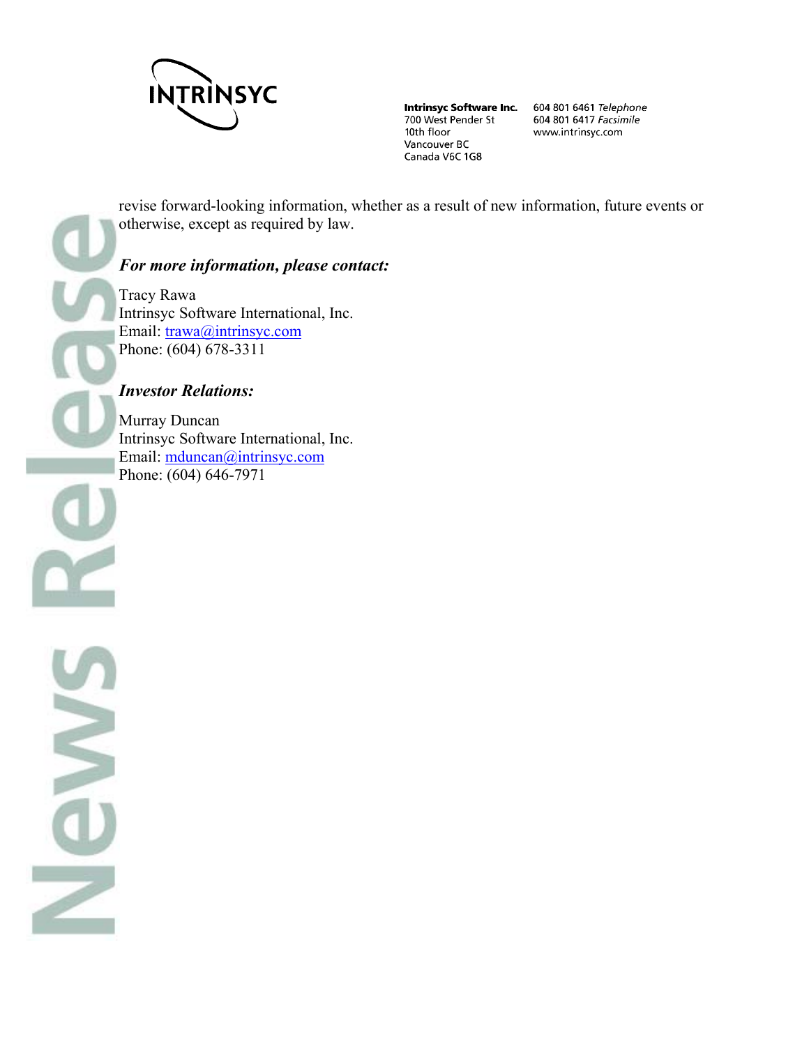revise forward-looking information, whether as a result of new information, future events or otherwise, except as required by law.

***For more information, please contact:***

Tracy Rawa
Intrinsyc Software International, Inc.
Email: trawa@intrinsyc.com
Phone: (604) 678-3311

***Investor Relations:***

Murray Duncan
Intrinsyc Software International, Inc.
Email: mduncan@intrinsyc.com
Phone: (604) 646-7971